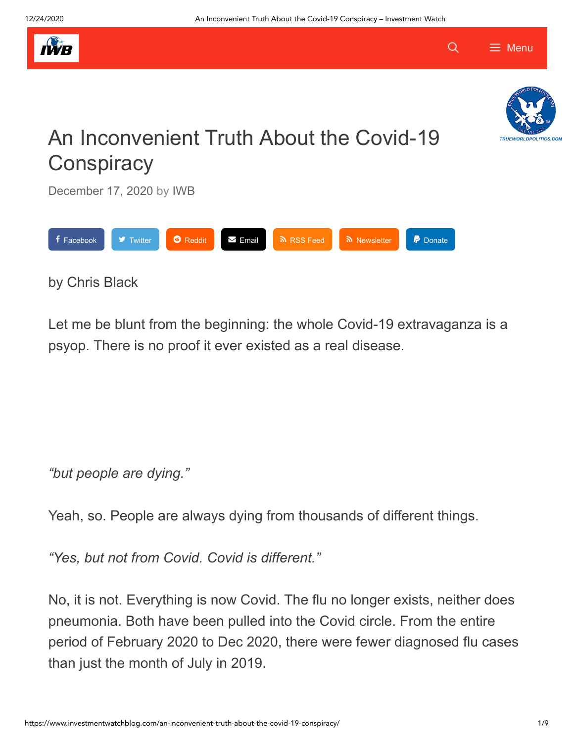# An Inconvenient Truth About the Covid-19 Conspiracy

December 17, 2020 by IWB

Facebook Twitter Reddit Email RSS Feed Newsletter Donate

by Chris Black

Let me be blunt from the beginning: the whole Covid-19 extravaganza is a psyop. There is no proof it ever existed as a real disease.

*"but people are dying."*

Yeah, so. People are always dying from thousands of different things.

*"Yes, but not from Covid. Covid is different."*

No, it is not. Everything is now Covid. The flu no longer exists, neither does pneumonia. Both have been pulled into the Covid circle. From the entire period of February 2020 to Dec 2020, there were fewer diagnosed flu cases than just the month of July in 2019.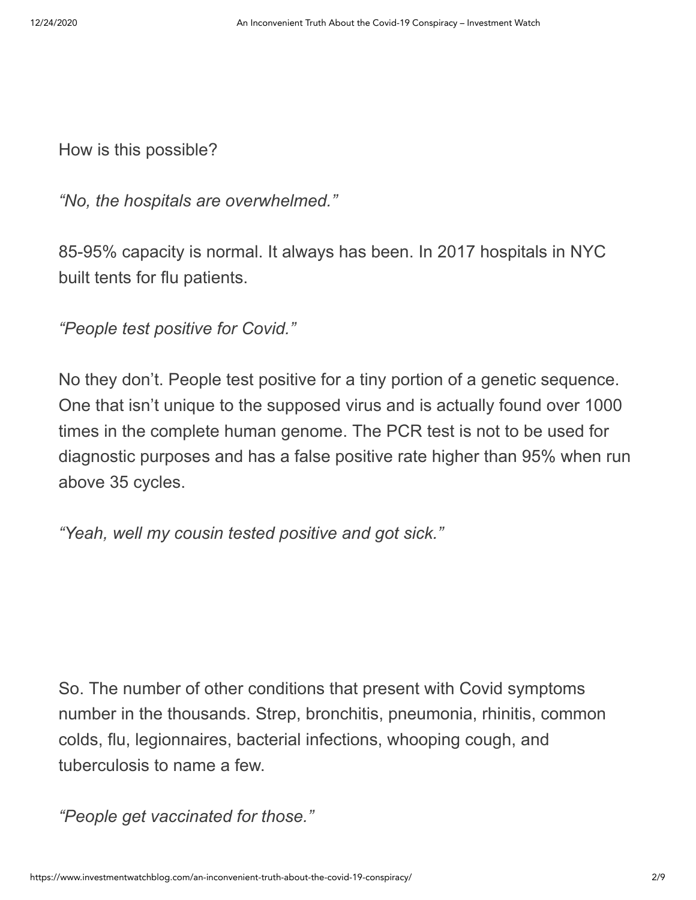How is this possible?

*"No, the hospitals are overwhelmed."*

85-95% capacity is normal. It always has been. In 2017 hospitals in NYC built tents for flu patients.

*"People test positive for Covid."*

No they don't. People test positive for a tiny portion of a genetic sequence. One that isn't unique to the supposed virus and is actually found over 1000 times in the complete human genome. The PCR test is not to be used for diagnostic purposes and has a false positive rate higher than 95% when run above 35 cycles.

*"Yeah, well my cousin tested positive and got sick."*

So. The number of other conditions that present with Covid symptoms number in the thousands. Strep, bronchitis, pneumonia, rhinitis, common colds, flu, legionnaires, bacterial infections, whooping cough, and tuberculosis to name a few.

*"People get vaccinated for those."*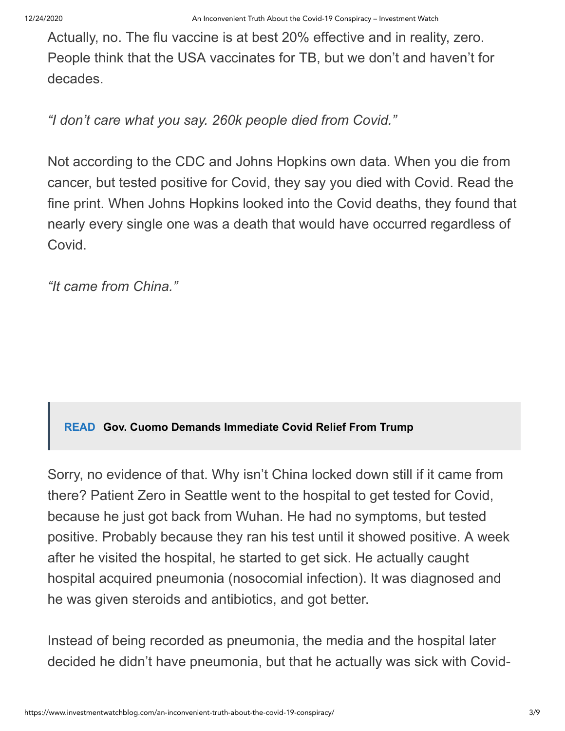Actually, no. The flu vaccine is at best 20% effective and in reality, zero. People think that the USA vaccinates for TB, but we don't and haven't for decades.

*"I don't care what you say. 260k people died from Covid."*

Not according to the CDC and Johns Hopkins own data. When you die from cancer, but tested positive for Covid, they say you died with Covid. Read the fine print. When Johns Hopkins looked into the Covid deaths, they found that nearly every single one was a death that would have occurred regardless of Covid.

*"It came from China."*

> **READ** **Gov. Cuomo Demands Immediate Covid Relief From Trump**

Sorry, no evidence of that. Why isn't China locked down still if it came from there? Patient Zero in Seattle went to the hospital to get tested for Covid, because he just got back from Wuhan. He had no symptoms, but tested positive. Probably because they ran his test until it showed positive. A week after he visited the hospital, he started to get sick. He actually caught hospital acquired pneumonia (nosocomial infection). It was diagnosed and he was given steroids and antibiotics, and got better.

Instead of being recorded as pneumonia, the media and the hospital later decided he didn't have pneumonia, but that he actually was sick with Covid-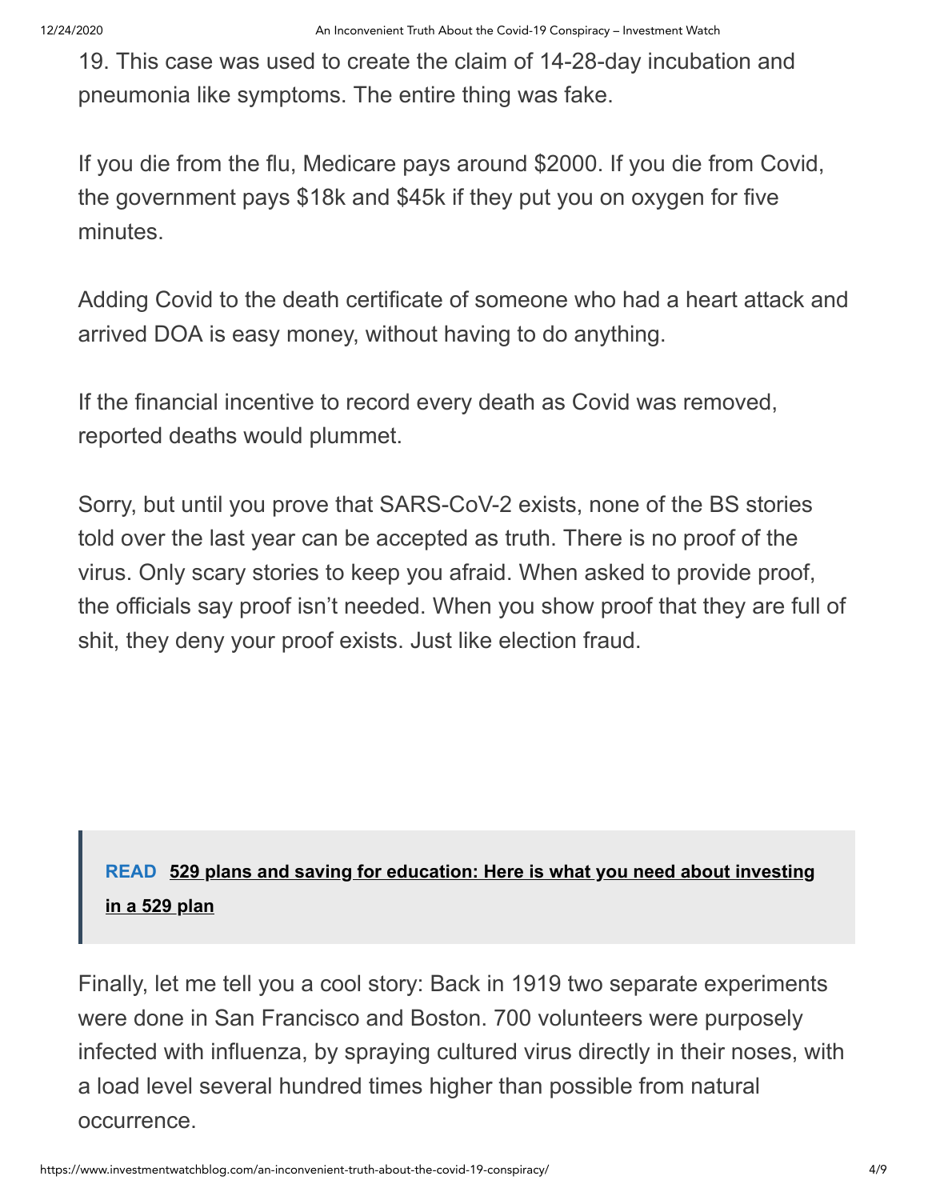19. This case was used to create the claim of 14-28-day incubation and pneumonia like symptoms. The entire thing was fake.

If you die from the flu, Medicare pays around $2000. If you die from Covid, the government pays $18k and $45k if they put you on oxygen for five minutes.

Adding Covid to the death certificate of someone who had a heart attack and arrived DOA is easy money, without having to do anything.

If the financial incentive to record every death as Covid was removed, reported deaths would plummet.

Sorry, but until you prove that SARS-CoV-2 exists, none of the BS stories told over the last year can be accepted as truth. There is no proof of the virus. Only scary stories to keep you afraid. When asked to provide proof, the officials say proof isn't needed. When you show proof that they are full of shit, they deny your proof exists. Just like election fraud.

> **READ** **529 plans and saving for education: Here is what you need about investing in a 529 plan**

Finally, let me tell you a cool story: Back in 1919 two separate experiments were done in San Francisco and Boston. 700 volunteers were purposely infected with influenza, by spraying cultured virus directly in their noses, with a load level several hundred times higher than possible from natural occurrence.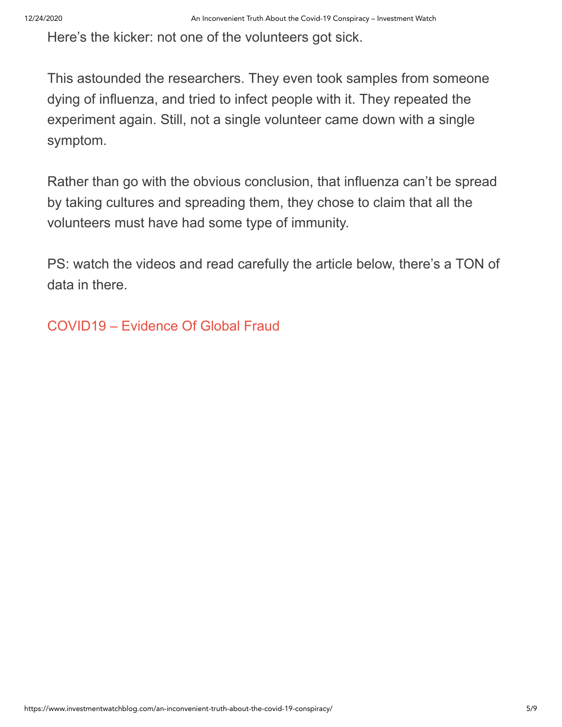Here's the kicker: not one of the volunteers got sick.

This astounded the researchers. They even took samples from someone dying of influenza, and tried to infect people with it. They repeated the experiment again. Still, not a single volunteer came down with a single symptom.

Rather than go with the obvious conclusion, that influenza can't be spread by taking cultures and spreading them, they chose to claim that all the volunteers must have had some type of immunity.

PS: watch the videos and read carefully the article below, there's a TON of data in there.

COVID19 – Evidence Of Global Fraud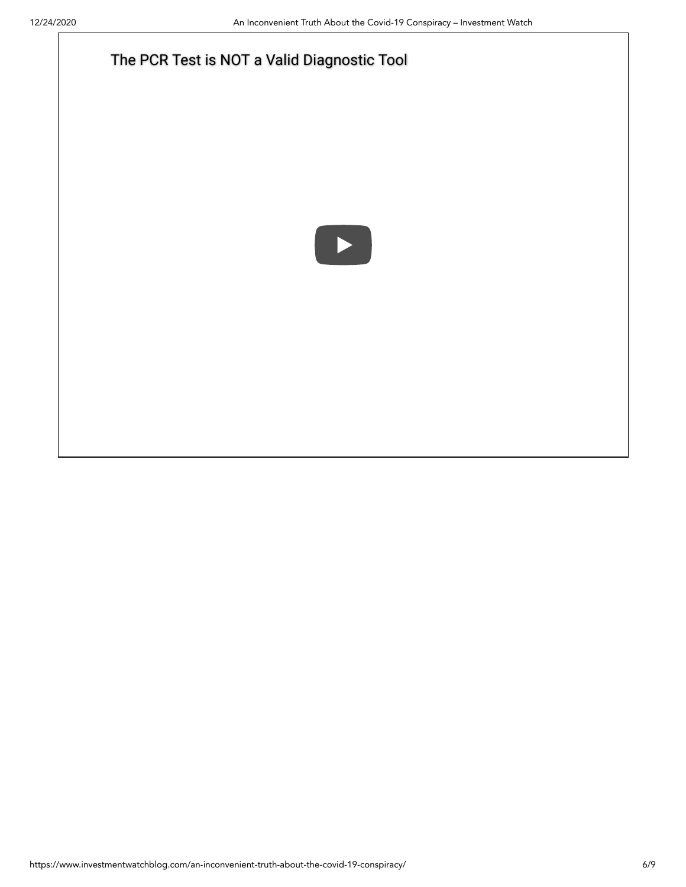The PCR Test is NOT a Valid Diagnostic Tool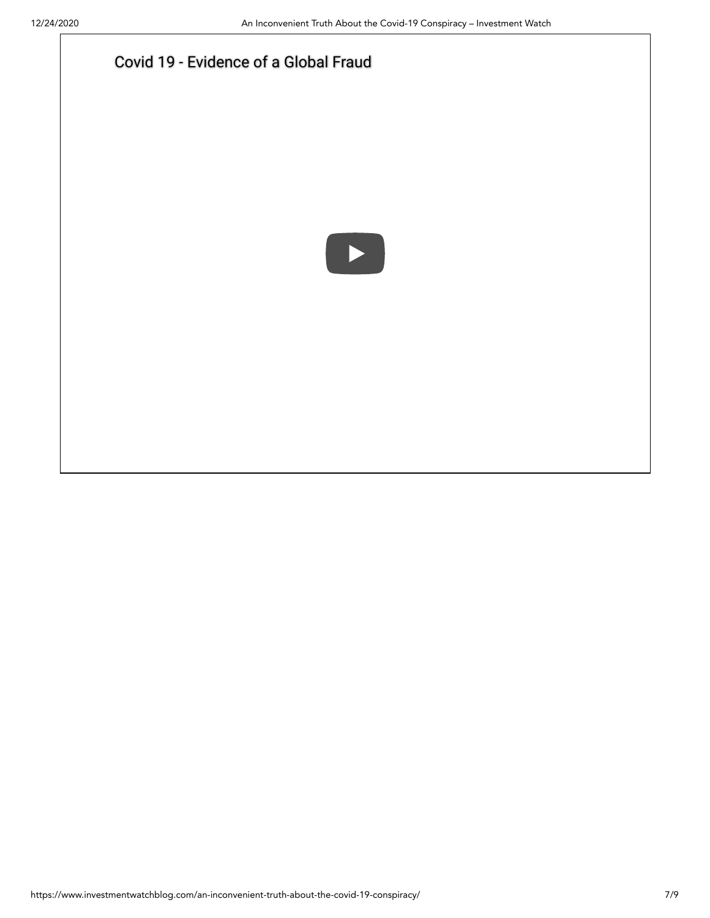Covid 19 - Evidence of a Global Fraud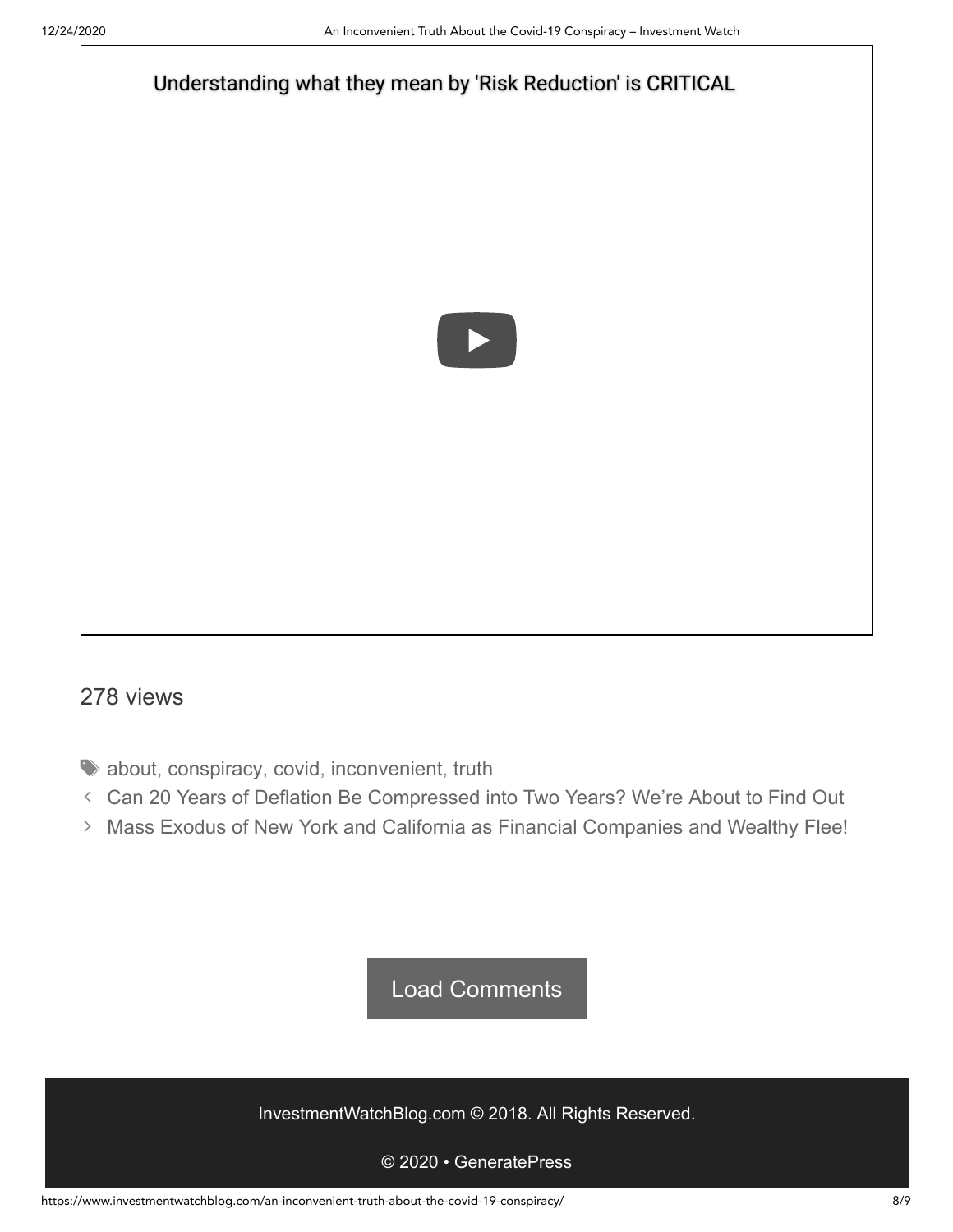Understanding what they mean by 'Risk Reduction' is CRITICAL

278 views

about, conspiracy, covid, inconvenient, truth

‹ Can 20 Years of Deflation Be Compressed into Two Years? We're About to Find Out

› Mass Exodus of New York and California as Financial Companies and Wealthy Flee!

Load Comments

InvestmentWatchBlog.com © 2018. All Rights Reserved.

© 2020 • GeneratePress